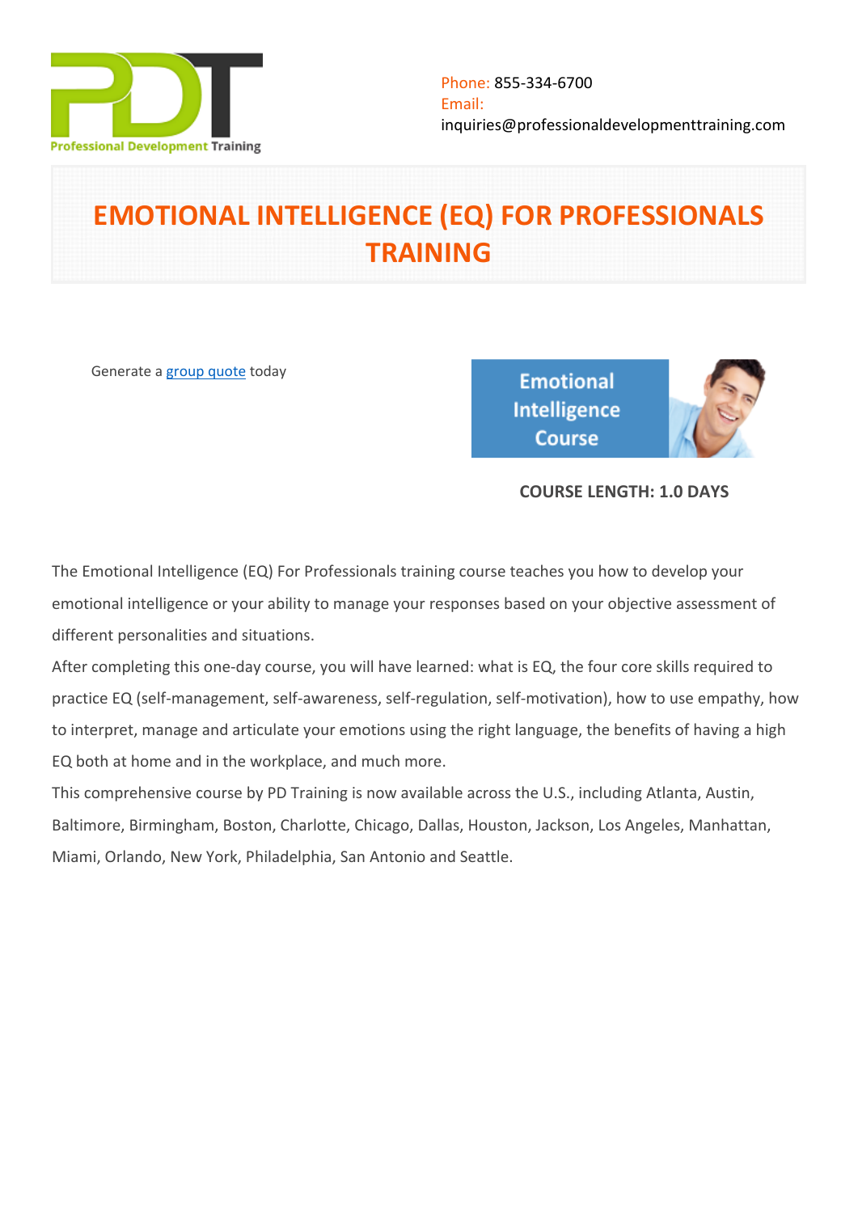Professional Development Training

Phone: 855-334-6700
Email:
inquiries@professionaldevelopmenttraining.com

# EMOTIONAL INTELLIGENCE (EQ) FOR PROFESSIONALS TRAINING

Generate a [group quote](group quote) today

Emotional Intelligence Course

**COURSE LENGTH: 1.0 DAYS**

The Emotional Intelligence (EQ) For Professionals training course teaches you how to develop your emotional intelligence or your ability to manage your responses based on your objective assessment of different personalities and situations.

After completing this one-day course, you will have learned: what is EQ, the four core skills required to practice EQ (self-management, self-awareness, self-regulation, self-motivation), how to use empathy, how to interpret, manage and articulate your emotions using the right language, the benefits of having a high EQ both at home and in the workplace, and much more.

This comprehensive course by PD Training is now available across the U.S., including Atlanta, Austin, Baltimore, Birmingham, Boston, Charlotte, Chicago, Dallas, Houston, Jackson, Los Angeles, Manhattan, Miami, Orlando, New York, Philadelphia, San Antonio and Seattle.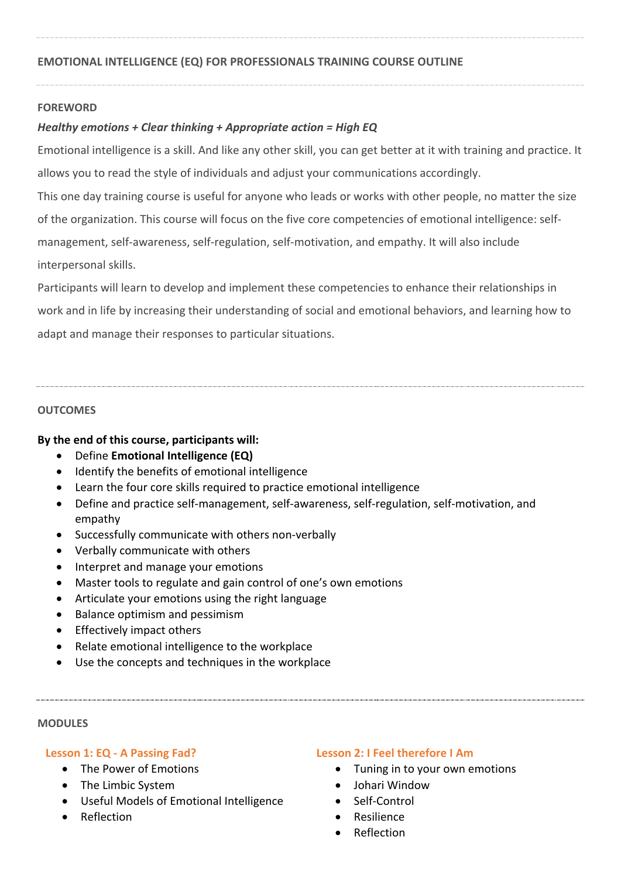## EMOTIONAL INTELLIGENCE (EQ) FOR PROFESSIONALS TRAINING COURSE OUTLINE

### FOREWORD

***Healthy emotions + Clear thinking + Appropriate action = High EQ***

Emotional intelligence is a skill. And like any other skill, you can get better at it with training and practice. It allows you to read the style of individuals and adjust your communications accordingly.

This one day training course is useful for anyone who leads or works with other people, no matter the size of the organization. This course will focus on the five core competencies of emotional intelligence: self-management, self-awareness, self-regulation, self-motivation, and empathy. It will also include interpersonal skills.

Participants will learn to develop and implement these competencies to enhance their relationships in work and in life by increasing their understanding of social and emotional behaviors, and learning how to adapt and manage their responses to particular situations.

### OUTCOMES

**By the end of this course, participants will:**

- Define **Emotional Intelligence (EQ)**
- Identify the benefits of emotional intelligence
- Learn the four core skills required to practice emotional intelligence
- Define and practice self-management, self-awareness, self-regulation, self-motivation, and empathy
- Successfully communicate with others non-verbally
- Verbally communicate with others
- Interpret and manage your emotions
- Master tools to regulate and gain control of one's own emotions
- Articulate your emotions using the right language
- Balance optimism and pessimism
- Effectively impact others
- Relate emotional intelligence to the workplace
- Use the concepts and techniques in the workplace

### MODULES

#### Lesson 1: EQ - A Passing Fad?

- The Power of Emotions
- The Limbic System
- Useful Models of Emotional Intelligence
- Reflection

#### Lesson 2: I Feel therefore I Am

- Tuning in to your own emotions
- Johari Window
- Self-Control
- Resilience
- Reflection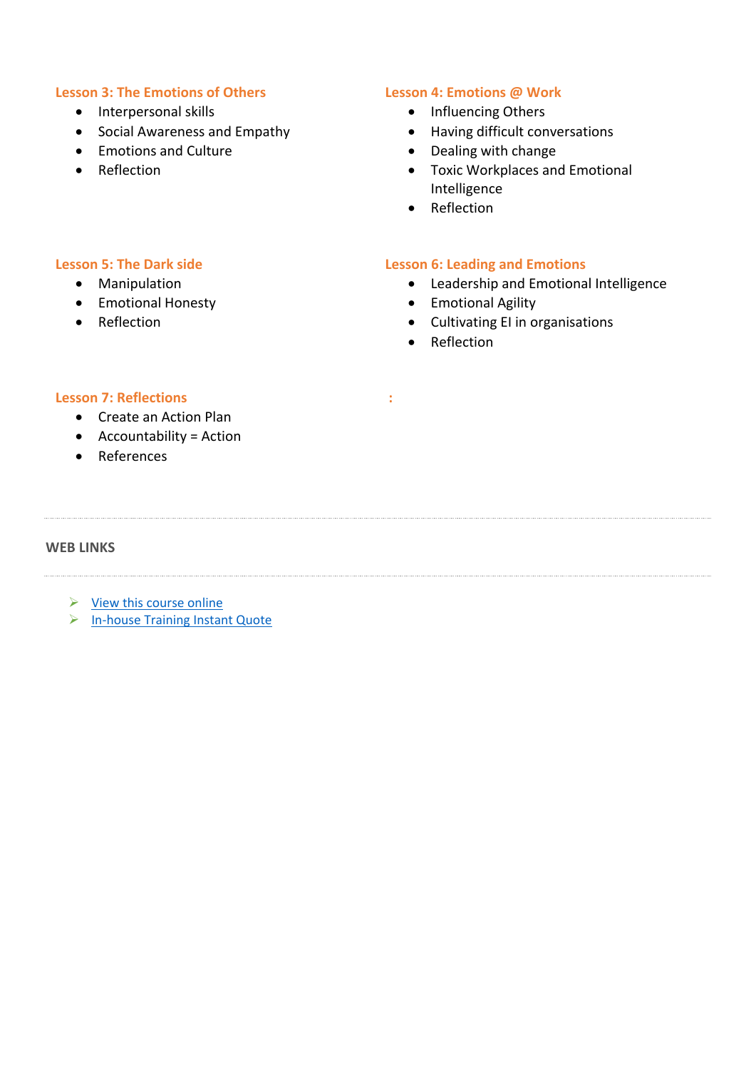### Lesson 3: The Emotions of Others

- Interpersonal skills
- Social Awareness and Empathy
- Emotions and Culture
- Reflection

### Lesson 4: Emotions @ Work

- Influencing Others
- Having difficult conversations
- Dealing with change
- Toxic Workplaces and Emotional Intelligence
- Reflection

### Lesson 5: The Dark side

- Manipulation
- Emotional Honesty
- Reflection

### Lesson 6: Leading and Emotions

- Leadership and Emotional Intelligence
- Emotional Agility
- Cultivating EI in organisations
- Reflection

### Lesson 7: Reflections

- Create an Action Plan
- Accountability = Action
- References

:

---

**WEB LINKS**

---

- View this course online
- In-house Training Instant Quote